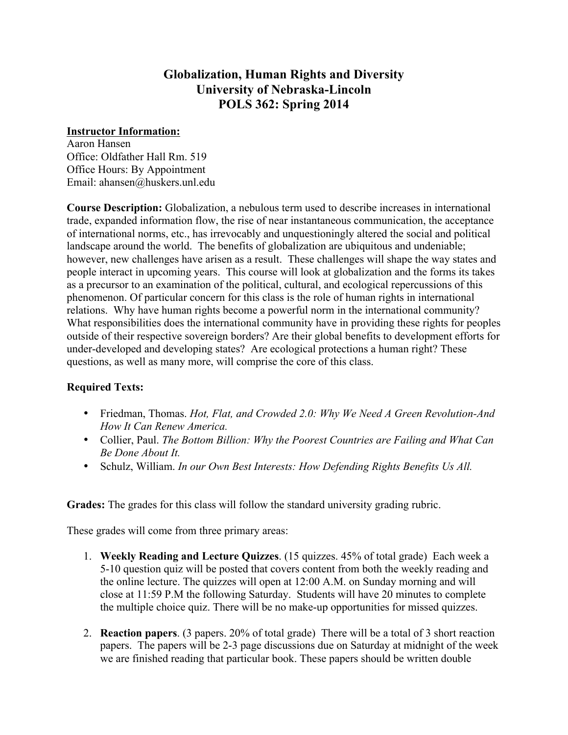# Globalization, Human Rights and Diversity
# University of Nebraska-Lincoln
# POLS 362: Spring 2014

**Instructor Information:**
Aaron Hansen
Office: Oldfather Hall Rm. 519
Office Hours: By Appointment
Email: ahansen@huskers.unl.edu

**Course Description:** Globalization, a nebulous term used to describe increases in international trade, expanded information flow, the rise of near instantaneous communication, the acceptance of international norms, etc., has irrevocably and unquestioningly altered the social and political landscape around the world. The benefits of globalization are ubiquitous and undeniable; however, new challenges have arisen as a result. These challenges will shape the way states and people interact in upcoming years. This course will look at globalization and the forms its takes as a precursor to an examination of the political, cultural, and ecological repercussions of this phenomenon. Of particular concern for this class is the role of human rights in international relations. Why have human rights become a powerful norm in the international community? What responsibilities does the international community have in providing these rights for peoples outside of their respective sovereign borders? Are their global benefits to development efforts for under-developed and developing states? Are ecological protections a human right? These questions, as well as many more, will comprise the core of this class.

**Required Texts:**

- Friedman, Thomas. *Hot, Flat, and Crowded 2.0: Why We Need A Green Revolution-And How It Can Renew America.*
- Collier, Paul. *The Bottom Billion: Why the Poorest Countries are Failing and What Can Be Done About It.*
- Schulz, William. *In our Own Best Interests: How Defending Rights Benefits Us All.*

**Grades:** The grades for this class will follow the standard university grading rubric.

These grades will come from three primary areas:

1. **Weekly Reading and Lecture Quizzes**. (15 quizzes. 45% of total grade) Each week a 5-10 question quiz will be posted that covers content from both the weekly reading and the online lecture. The quizzes will open at 12:00 A.M. on Sunday morning and will close at 11:59 P.M the following Saturday. Students will have 20 minutes to complete the multiple choice quiz. There will be no make-up opportunities for missed quizzes.

2. **Reaction papers**. (3 papers. 20% of total grade) There will be a total of 3 short reaction papers. The papers will be 2-3 page discussions due on Saturday at midnight of the week we are finished reading that particular book. These papers should be written double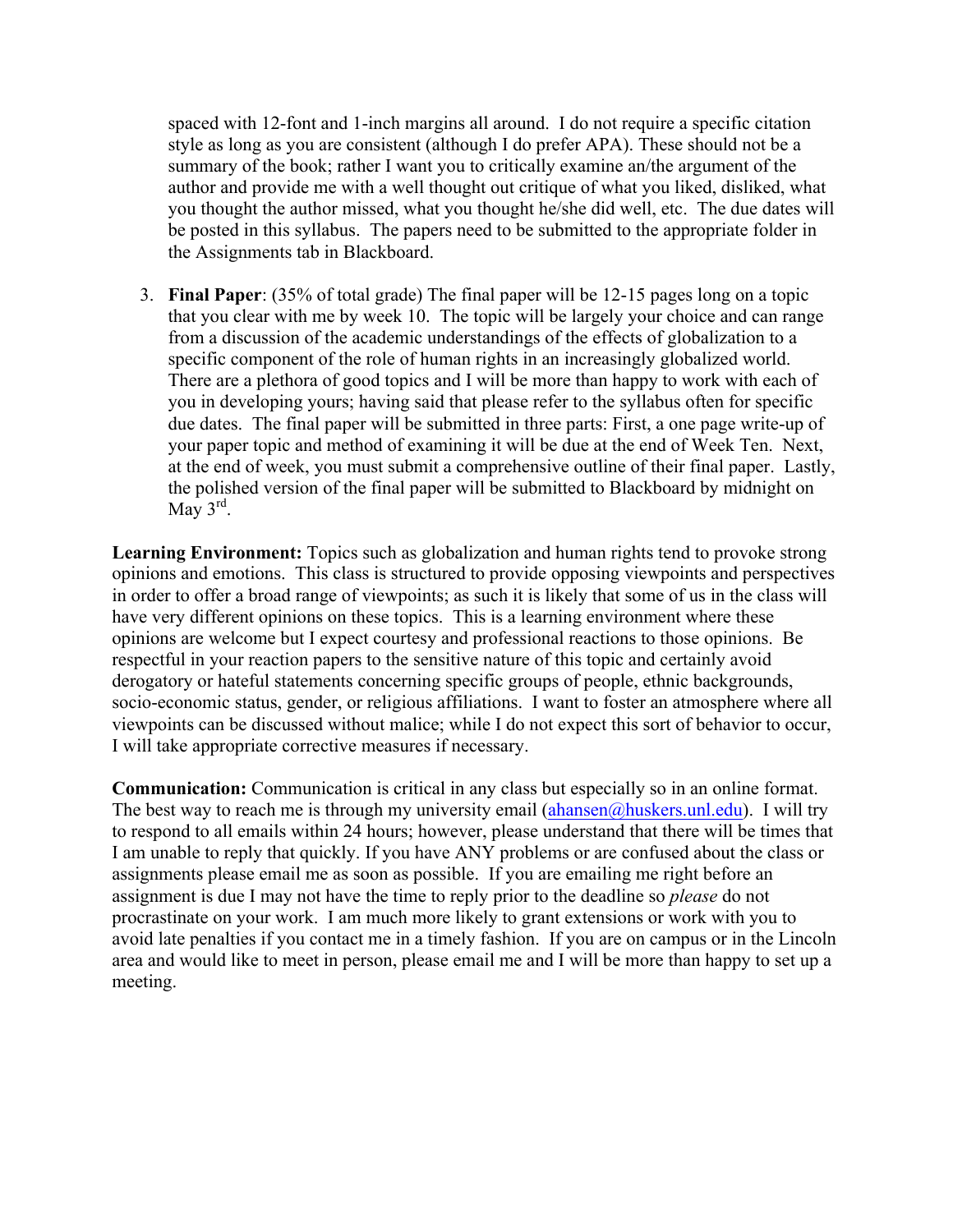spaced with 12-font and 1-inch margins all around. I do not require a specific citation style as long as you are consistent (although I do prefer APA). These should not be a summary of the book; rather I want you to critically examine an/the argument of the author and provide me with a well thought out critique of what you liked, disliked, what you thought the author missed, what you thought he/she did well, etc. The due dates will be posted in this syllabus. The papers need to be submitted to the appropriate folder in the Assignments tab in Blackboard.

3. **Final Paper**: (35% of total grade) The final paper will be 12-15 pages long on a topic that you clear with me by week 10. The topic will be largely your choice and can range from a discussion of the academic understandings of the effects of globalization to a specific component of the role of human rights in an increasingly globalized world. There are a plethora of good topics and I will be more than happy to work with each of you in developing yours; having said that please refer to the syllabus often for specific due dates. The final paper will be submitted in three parts: First, a one page write-up of your paper topic and method of examining it will be due at the end of Week Ten. Next, at the end of week, you must submit a comprehensive outline of their final paper. Lastly, the polished version of the final paper will be submitted to Blackboard by midnight on May 3rd.

**Learning Environment:** Topics such as globalization and human rights tend to provoke strong opinions and emotions. This class is structured to provide opposing viewpoints and perspectives in order to offer a broad range of viewpoints; as such it is likely that some of us in the class will have very different opinions on these topics. This is a learning environment where these opinions are welcome but I expect courtesy and professional reactions to those opinions. Be respectful in your reaction papers to the sensitive nature of this topic and certainly avoid derogatory or hateful statements concerning specific groups of people, ethnic backgrounds, socio-economic status, gender, or religious affiliations. I want to foster an atmosphere where all viewpoints can be discussed without malice; while I do not expect this sort of behavior to occur, I will take appropriate corrective measures if necessary.

**Communication:** Communication is critical in any class but especially so in an online format. The best way to reach me is through my university email (ahansen@huskers.unl.edu). I will try to respond to all emails within 24 hours; however, please understand that there will be times that I am unable to reply that quickly. If you have ANY problems or are confused about the class or assignments please email me as soon as possible. If you are emailing me right before an assignment is due I may not have the time to reply prior to the deadline so *please* do not procrastinate on your work. I am much more likely to grant extensions or work with you to avoid late penalties if you contact me in a timely fashion. If you are on campus or in the Lincoln area and would like to meet in person, please email me and I will be more than happy to set up a meeting.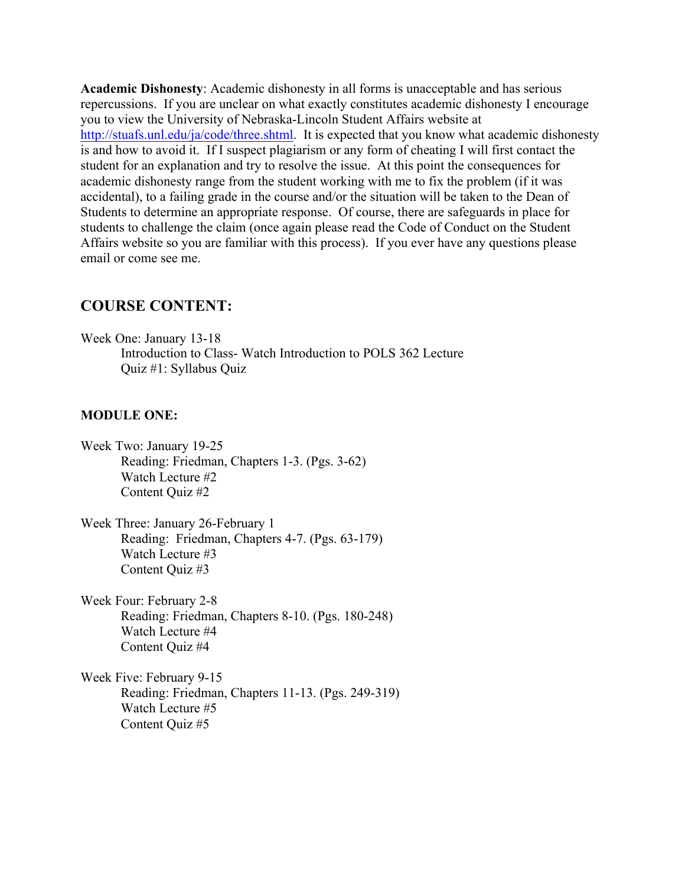**Academic Dishonesty**: Academic dishonesty in all forms is unacceptable and has serious repercussions. If you are unclear on what exactly constitutes academic dishonesty I encourage you to view the University of Nebraska-Lincoln Student Affairs website at http://stuafs.unl.edu/ja/code/three.shtml. It is expected that you know what academic dishonesty is and how to avoid it. If I suspect plagiarism or any form of cheating I will first contact the student for an explanation and try to resolve the issue. At this point the consequences for academic dishonesty range from the student working with me to fix the problem (if it was accidental), to a failing grade in the course and/or the situation will be taken to the Dean of Students to determine an appropriate response. Of course, there are safeguards in place for students to challenge the claim (once again please read the Code of Conduct on the Student Affairs website so you are familiar with this process). If you ever have any questions please email or come see me.

## COURSE CONTENT:

Week One: January 13-18
- Introduction to Class- Watch Introduction to POLS 362 Lecture
- Quiz #1: Syllabus Quiz

### MODULE ONE:

Week Two: January 19-25
- Reading: Friedman, Chapters 1-3. (Pgs. 3-62)
- Watch Lecture #2
- Content Quiz #2

Week Three: January 26-February 1
- Reading: Friedman, Chapters 4-7. (Pgs. 63-179)
- Watch Lecture #3
- Content Quiz #3

Week Four: February 2-8
- Reading: Friedman, Chapters 8-10. (Pgs. 180-248)
- Watch Lecture #4
- Content Quiz #4

Week Five: February 9-15
- Reading: Friedman, Chapters 11-13. (Pgs. 249-319)
- Watch Lecture #5
- Content Quiz #5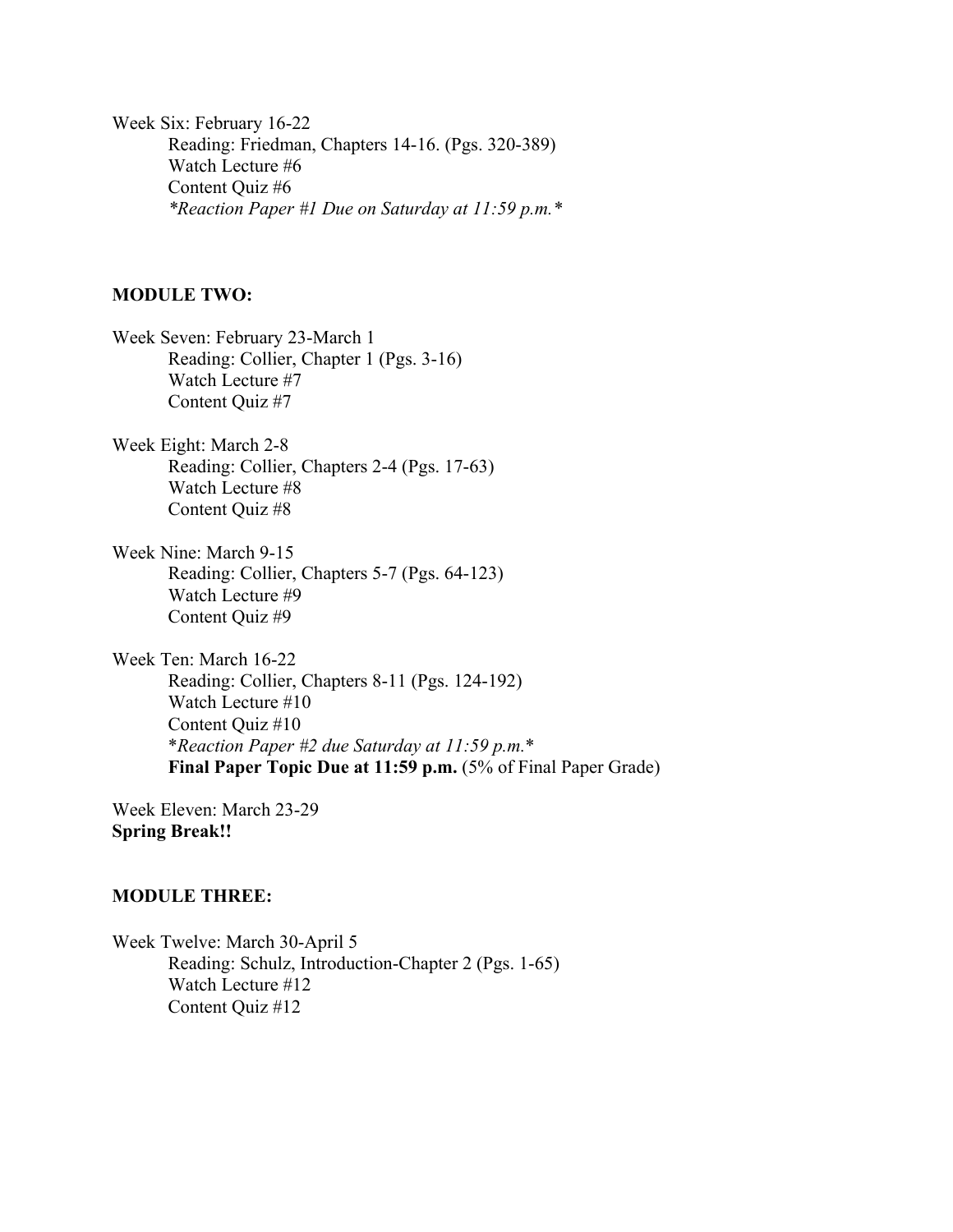Week Six: February 16-22
- Reading: Friedman, Chapters 14-16. (Pgs. 320-389)
- Watch Lecture #6
- Content Quiz #6
- *\*Reaction Paper #1 Due on Saturday at 11:59 p.m.\**

**MODULE TWO:**

Week Seven: February 23-March 1
- Reading: Collier, Chapter 1 (Pgs. 3-16)
- Watch Lecture #7
- Content Quiz #7

Week Eight: March 2-8
- Reading: Collier, Chapters 2-4 (Pgs. 17-63)
- Watch Lecture #8
- Content Quiz #8

Week Nine: March 9-15
- Reading: Collier, Chapters 5-7 (Pgs. 64-123)
- Watch Lecture #9
- Content Quiz #9

Week Ten: March 16-22
- Reading: Collier, Chapters 8-11 (Pgs. 124-192)
- Watch Lecture #10
- Content Quiz #10
- \**Reaction Paper #2 due Saturday at 11:59 p.m.*\*
- **Final Paper Topic Due at 11:59 p.m.** (5% of Final Paper Grade)

Week Eleven: March 23-29

**Spring Break!!**

**MODULE THREE:**

Week Twelve: March 30-April 5
- Reading: Schulz, Introduction-Chapter 2 (Pgs. 1-65)
- Watch Lecture #12
- Content Quiz #12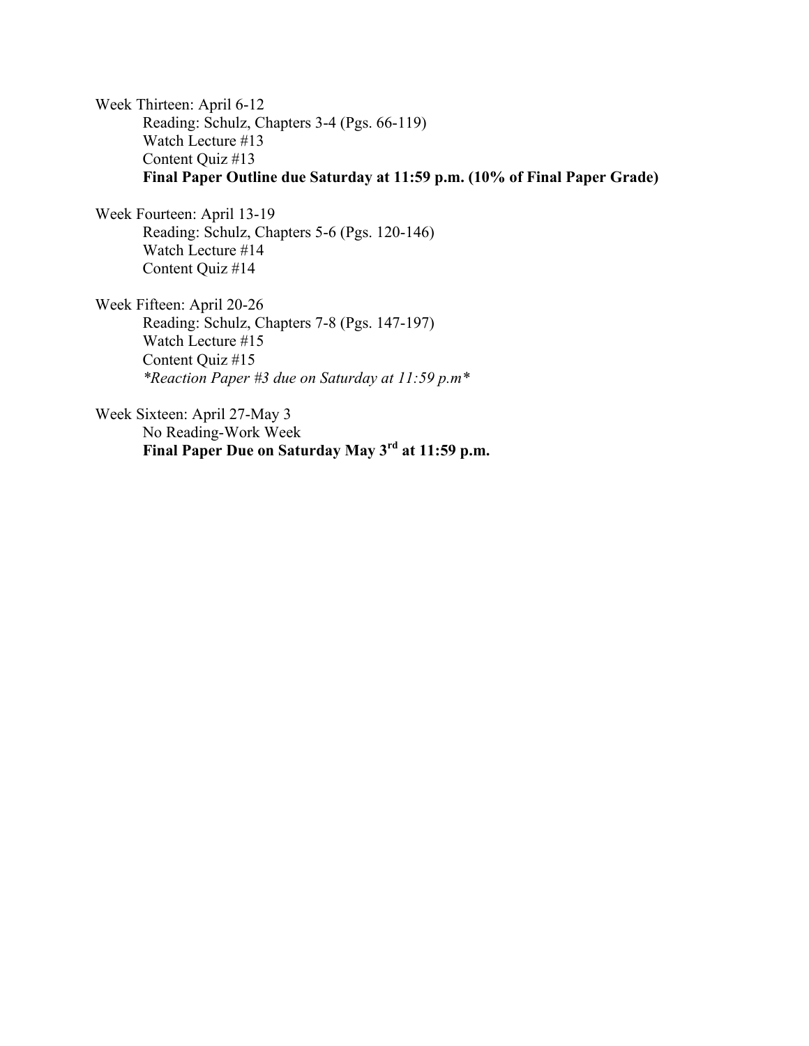Week Thirteen: April 6-12

- Reading: Schulz, Chapters 3-4 (Pgs. 66-119)
- Watch Lecture #13
- Content Quiz #13
- **Final Paper Outline due Saturday at 11:59 p.m. (10% of Final Paper Grade)**

Week Fourteen: April 13-19

- Reading: Schulz, Chapters 5-6 (Pgs. 120-146)
- Watch Lecture #14
- Content Quiz #14

Week Fifteen: April 20-26

- Reading: Schulz, Chapters 7-8 (Pgs. 147-197)
- Watch Lecture #15
- Content Quiz #15
- *\*Reaction Paper #3 due on Saturday at 11:59 p.m\**

Week Sixteen: April 27-May 3

- No Reading-Work Week
- **Final Paper Due on Saturday May 3rd at 11:59 p.m.**